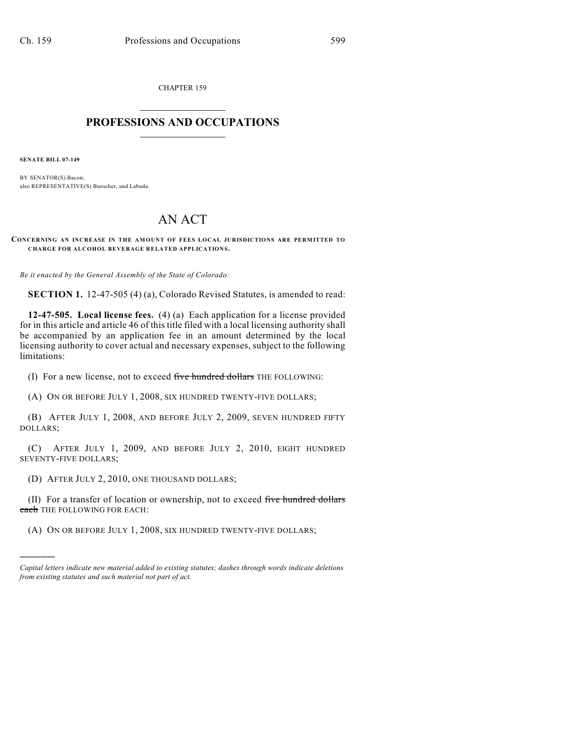CHAPTER 159

# PROFESSIONS AND OCCUPATIONS

**SENATE BILL 07-149**

BY SENATOR(S) Bacon;
also REPRESENTATIVE(S) Buescher, and Labuda.

# AN ACT

**CONCERNING AN INCREASE IN THE AMOUNT OF FEES LOCAL JURISDICTIONS ARE PERMITTED TO CHARGE FOR ALCOHOL BEVERAGE RELATED APPLICATIONS.**

*Be it enacted by the General Assembly of the State of Colorado:*

**SECTION 1.** 12-47-505 (4) (a), Colorado Revised Statutes, is amended to read:

**12-47-505. Local license fees.** (4) (a) Each application for a license provided for in this article and article 46 of this title filed with a local licensing authority shall be accompanied by an application fee in an amount determined by the local licensing authority to cover actual and necessary expenses, subject to the following limitations:

(I) For a new license, not to exceed ~~five hundred dollars~~ THE FOLLOWING:

(A) ON OR BEFORE JULY 1, 2008, SIX HUNDRED TWENTY-FIVE DOLLARS;

(B) AFTER JULY 1, 2008, AND BEFORE JULY 2, 2009, SEVEN HUNDRED FIFTY DOLLARS;

(C) AFTER JULY 1, 2009, AND BEFORE JULY 2, 2010, EIGHT HUNDRED SEVENTY-FIVE DOLLARS;

(D) AFTER JULY 2, 2010, ONE THOUSAND DOLLARS;

(II) For a transfer of location or ownership, not to exceed ~~five hundred dollars each~~ THE FOLLOWING FOR EACH:

(A) ON OR BEFORE JULY 1, 2008, SIX HUNDRED TWENTY-FIVE DOLLARS;

---

*Capital letters indicate new material added to existing statutes; dashes through words indicate deletions from existing statutes and such material not part of act.*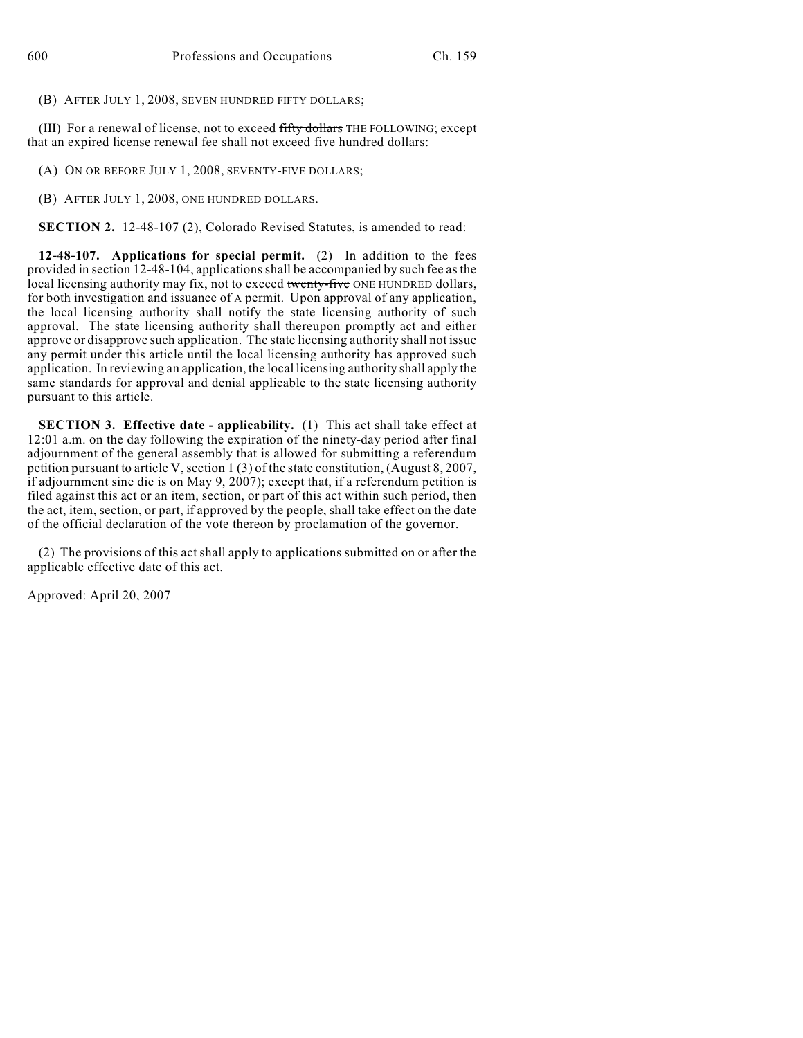(B) AFTER JULY 1, 2008, SEVEN HUNDRED FIFTY DOLLARS;

(III) For a renewal of license, not to exceed ~~fifty dollars~~ THE FOLLOWING; except that an expired license renewal fee shall not exceed five hundred dollars:

(A) ON OR BEFORE JULY 1, 2008, SEVENTY-FIVE DOLLARS;

(B) AFTER JULY 1, 2008, ONE HUNDRED DOLLARS.

**SECTION 2.** 12-48-107 (2), Colorado Revised Statutes, is amended to read:

**12-48-107. Applications for special permit.** (2) In addition to the fees provided in section 12-48-104, applications shall be accompanied by such fee as the local licensing authority may fix, not to exceed ~~twenty-five~~ ONE HUNDRED dollars, for both investigation and issuance of A permit. Upon approval of any application, the local licensing authority shall notify the state licensing authority of such approval. The state licensing authority shall thereupon promptly act and either approve or disapprove such application. The state licensing authority shall not issue any permit under this article until the local licensing authority has approved such application. In reviewing an application, the local licensing authority shall apply the same standards for approval and denial applicable to the state licensing authority pursuant to this article.

**SECTION 3. Effective date - applicability.** (1) This act shall take effect at 12:01 a.m. on the day following the expiration of the ninety-day period after final adjournment of the general assembly that is allowed for submitting a referendum petition pursuant to article V, section 1 (3) of the state constitution, (August 8, 2007, if adjournment sine die is on May 9, 2007); except that, if a referendum petition is filed against this act or an item, section, or part of this act within such period, then the act, item, section, or part, if approved by the people, shall take effect on the date of the official declaration of the vote thereon by proclamation of the governor.

(2) The provisions of this act shall apply to applications submitted on or after the applicable effective date of this act.

Approved: April 20, 2007